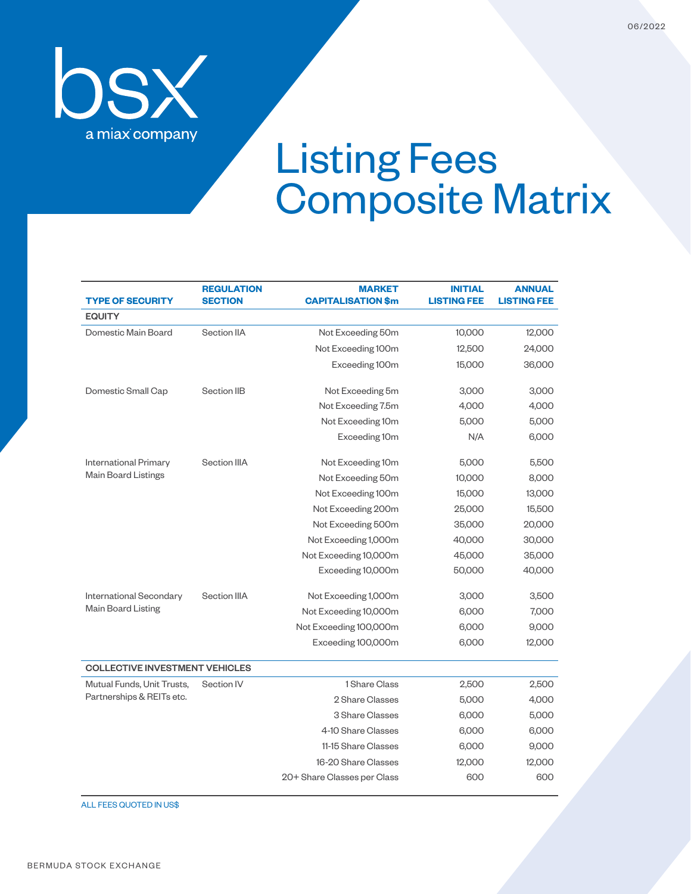bsx

a miax company

06/2022

# Listing Fees Composite Matrix

| TYPE OF SECURITY | REGULATION SECTION | MARKET CAPITALISATION $m | INITIAL LISTING FEE | ANNUAL LISTING FEE |
|---|---|---|---|---|
| **EQUITY** | | | | |
| Domestic Main Board | Section IIA | Not Exceeding 50m | 10,000 | 12,000 |
| | | Not Exceeding 100m | 12,500 | 24,000 |
| | | Exceeding 100m | 15,000 | 36,000 |
| Domestic Small Cap | Section IIB | Not Exceeding 5m | 3,000 | 3,000 |
| | | Not Exceeding 7.5m | 4,000 | 4,000 |
| | | Not Exceeding 10m | 5,000 | 5,000 |
| | | Exceeding 10m | N/A | 6,000 |
| International Primary Main Board Listings | Section IIIA | Not Exceeding 10m | 5,000 | 5,500 |
| | | Not Exceeding 50m | 10,000 | 8,000 |
| | | Not Exceeding 100m | 15,000 | 13,000 |
| | | Not Exceeding 200m | 25,000 | 15,500 |
| | | Not Exceeding 500m | 35,000 | 20,000 |
| | | Not Exceeding 1,000m | 40,000 | 30,000 |
| | | Not Exceeding 10,000m | 45,000 | 35,000 |
| | | Exceeding 10,000m | 50,000 | 40,000 |
| International Secondary Main Board Listing | Section IIIA | Not Exceeding 1,000m | 3,000 | 3,500 |
| | | Not Exceeding 10,000m | 6,000 | 7,000 |
| | | Not Exceeding 100,000m | 6,000 | 9,000 |
| | | Exceeding 100,000m | 6,000 | 12,000 |
| **COLLECTIVE INVESTMENT VEHICLES** | | | | |
| Mutual Funds, Unit Trusts, Partnerships & REITs etc. | Section IV | 1 Share Class | 2,500 | 2,500 |
| | | 2 Share Classes | 5,000 | 4,000 |
| | | 3 Share Classes | 6,000 | 5,000 |
| | | 4-10 Share Classes | 6,000 | 6,000 |
| | | 11-15 Share Classes | 6,000 | 9,000 |
| | | 16-20 Share Classes | 12,000 | 12,000 |
| | | 20+ Share Classes per Class | 600 | 600 |

ALL FEES QUOTED IN US$

BERMUDA STOCK EXCHANGE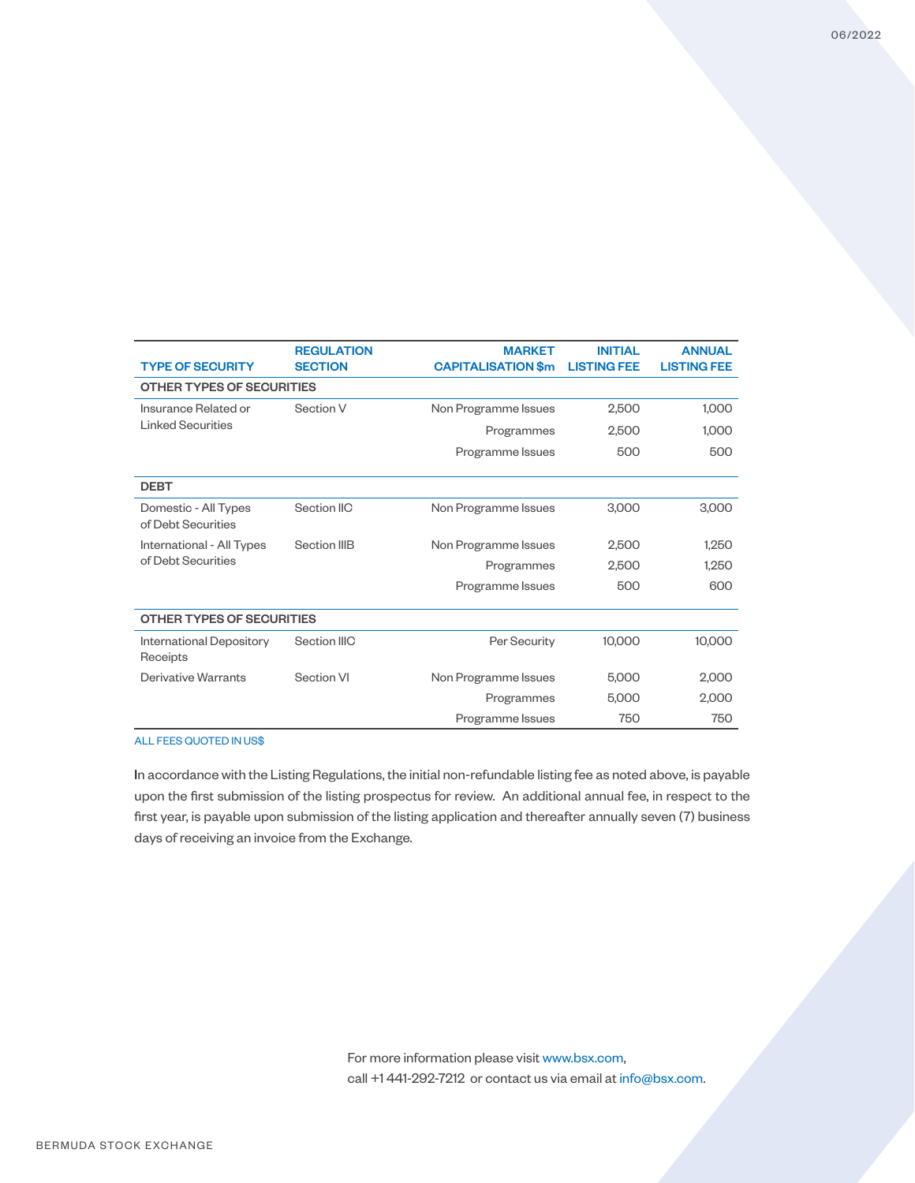| TYPE OF SECURITY | REGULATION SECTION | MARKET CAPITALISATION $m | INITIAL LISTING FEE | ANNUAL LISTING FEE |
|---|---|---|---|---|
| **OTHER TYPES OF SECURITIES** | | | | |
| Insurance Related or Linked Securities | Section V | Non Programme Issues | 2,500 | 1,000 |
| | | Programmes | 2,500 | 1,000 |
| | | Programme Issues | 500 | 500 |
| **DEBT** | | | | |
| Domestic - All Types of Debt Securities | Section IIC | Non Programme Issues | 3,000 | 3,000 |
| International - All Types of Debt Securities | Section IIIB | Non Programme Issues | 2,500 | 1,250 |
| | | Programmes | 2,500 | 1,250 |
| | | Programme Issues | 500 | 600 |
| **OTHER TYPES OF SECURITIES** | | | | |
| International Depository Receipts | Section IIIC | Per Security | 10,000 | 10,000 |
| Derivative Warrants | Section VI | Non Programme Issues | 5,000 | 2,000 |
| | | Programmes | 5,000 | 2,000 |
| | | Programme Issues | 750 | 750 |

ALL FEES QUOTED IN US$

In accordance with the Listing Regulations, the initial non-refundable listing fee as noted above, is payable upon the first submission of the listing prospectus for review. An additional annual fee, in respect to the first year, is payable upon submission of the listing application and thereafter annually seven (7) business days of receiving an invoice from the Exchange.

For more information please visit www.bsx.com,
call +1 441-292-7212 or contact us via email at info@bsx.com.